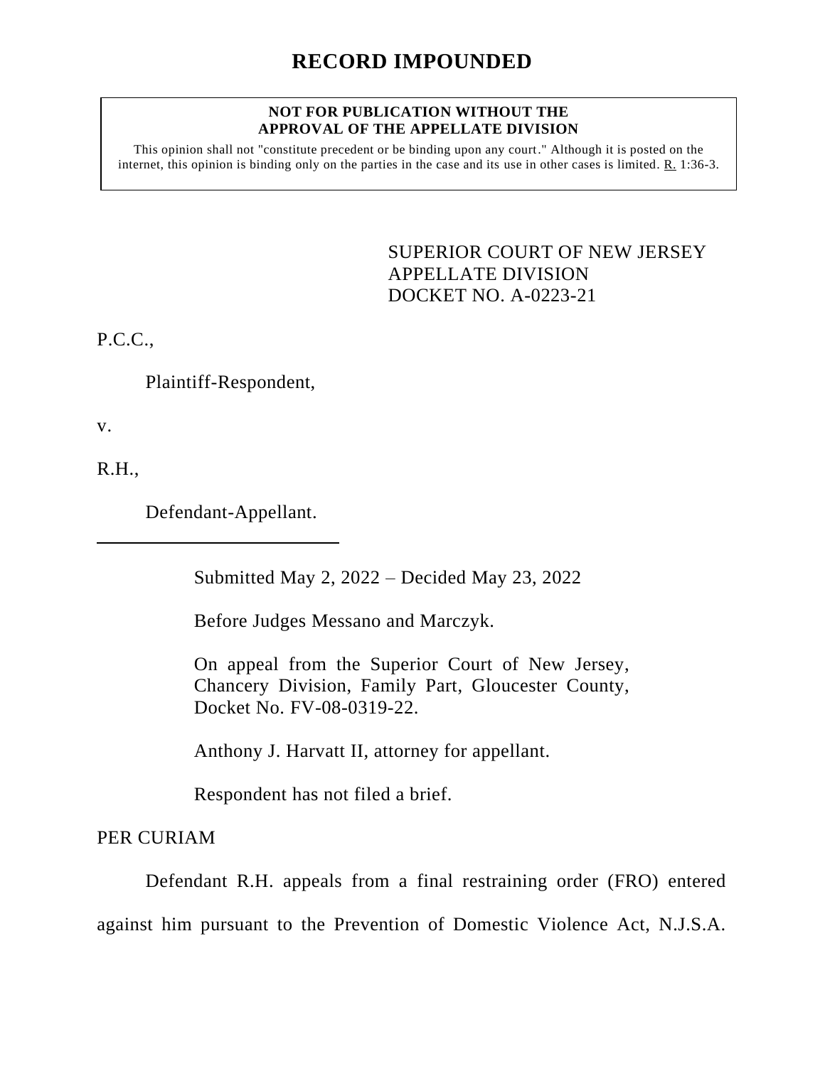# RECORD IMPOUNDED

**NOT FOR PUBLICATION WITHOUT THE APPROVAL OF THE APPELLATE DIVISION**

This opinion shall not "constitute precedent or be binding upon any court." Although it is posted on the internet, this opinion is binding only on the parties in the case and its use in other cases is limited. R. 1:36-3.

SUPERIOR COURT OF NEW JERSEY
APPELLATE DIVISION
DOCKET NO. A-0223-21

P.C.C.,

Plaintiff-Respondent,

v.

R.H.,

Defendant-Appellant.

Submitted May 2, 2022 – Decided May 23, 2022

Before Judges Messano and Marczyk.

On appeal from the Superior Court of New Jersey, Chancery Division, Family Part, Gloucester County, Docket No. FV-08-0319-22.

Anthony J. Harvatt II, attorney for appellant.

Respondent has not filed a brief.

PER CURIAM

Defendant R.H. appeals from a final restraining order (FRO) entered against him pursuant to the Prevention of Domestic Violence Act, N.J.S.A.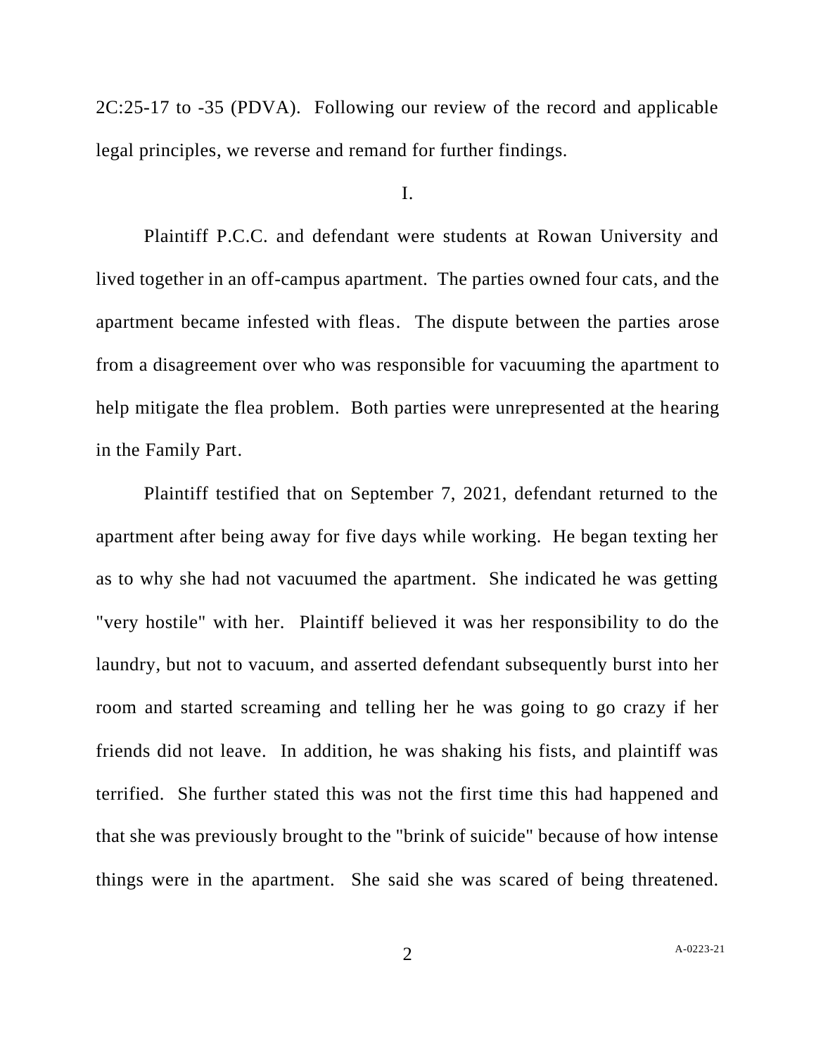2C:25-17 to -35 (PDVA). Following our review of the record and applicable legal principles, we reverse and remand for further findings.

I.

Plaintiff P.C.C. and defendant were students at Rowan University and lived together in an off-campus apartment. The parties owned four cats, and the apartment became infested with fleas. The dispute between the parties arose from a disagreement over who was responsible for vacuuming the apartment to help mitigate the flea problem. Both parties were unrepresented at the hearing in the Family Part.

Plaintiff testified that on September 7, 2021, defendant returned to the apartment after being away for five days while working. He began texting her as to why she had not vacuumed the apartment. She indicated he was getting "very hostile" with her. Plaintiff believed it was her responsibility to do the laundry, but not to vacuum, and asserted defendant subsequently burst into her room and started screaming and telling her he was going to go crazy if her friends did not leave. In addition, he was shaking his fists, and plaintiff was terrified. She further stated this was not the first time this had happened and that she was previously brought to the "brink of suicide" because of how intense things were in the apartment. She said she was scared of being threatened.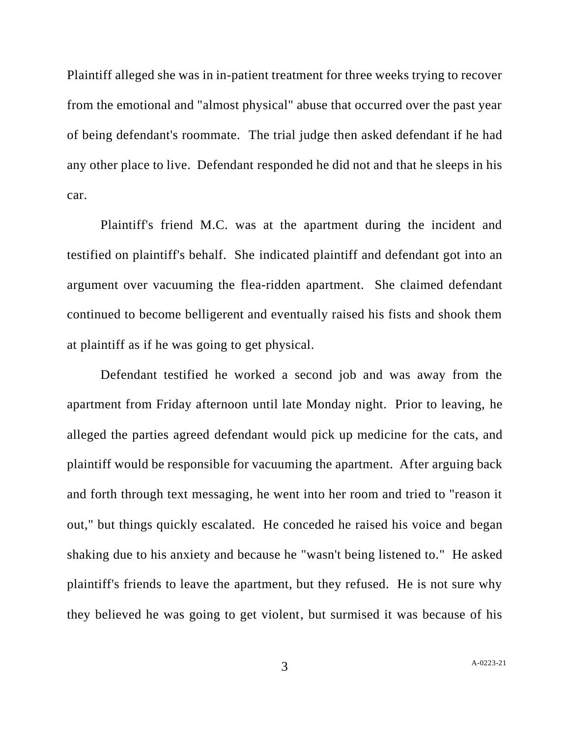Plaintiff alleged she was in in-patient treatment for three weeks trying to recover from the emotional and "almost physical" abuse that occurred over the past year of being defendant's roommate. The trial judge then asked defendant if he had any other place to live. Defendant responded he did not and that he sleeps in his car.

Plaintiff's friend M.C. was at the apartment during the incident and testified on plaintiff's behalf. She indicated plaintiff and defendant got into an argument over vacuuming the flea-ridden apartment. She claimed defendant continued to become belligerent and eventually raised his fists and shook them at plaintiff as if he was going to get physical.

Defendant testified he worked a second job and was away from the apartment from Friday afternoon until late Monday night. Prior to leaving, he alleged the parties agreed defendant would pick up medicine for the cats, and plaintiff would be responsible for vacuuming the apartment. After arguing back and forth through text messaging, he went into her room and tried to "reason it out," but things quickly escalated. He conceded he raised his voice and began shaking due to his anxiety and because he "wasn't being listened to." He asked plaintiff's friends to leave the apartment, but they refused. He is not sure why they believed he was going to get violent, but surmised it was because of his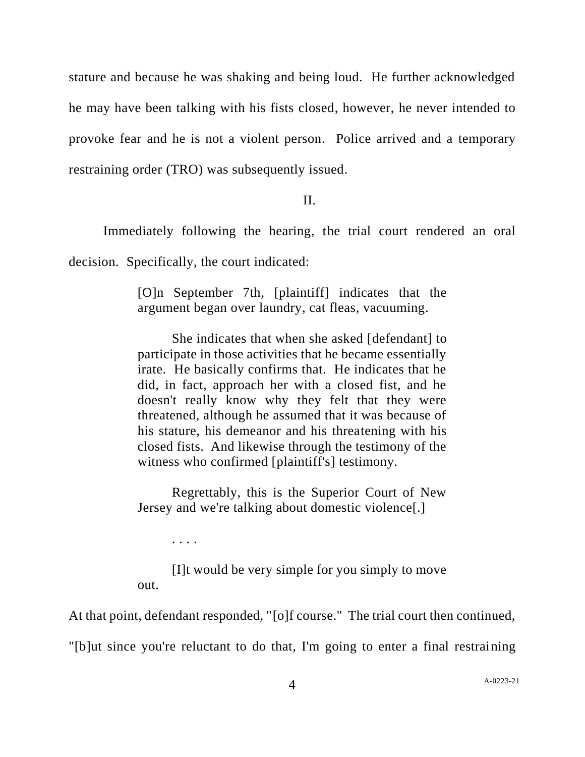stature and because he was shaking and being loud. He further acknowledged he may have been talking with his fists closed, however, he never intended to provoke fear and he is not a violent person. Police arrived and a temporary restraining order (TRO) was subsequently issued.

## II.

Immediately following the hearing, the trial court rendered an oral decision. Specifically, the court indicated:

> [O]n September 7th, [plaintiff] indicates that the argument began over laundry, cat fleas, vacuuming.
>
> She indicates that when she asked [defendant] to participate in those activities that he became essentially irate. He basically confirms that. He indicates that he did, in fact, approach her with a closed fist, and he doesn't really know why they felt that they were threatened, although he assumed that it was because of his stature, his demeanor and his threatening with his closed fists. And likewise through the testimony of the witness who confirmed [plaintiff's] testimony.
>
> Regrettably, this is the Superior Court of New Jersey and we're talking about domestic violence[.]
>
> . . . .
>
> [I]t would be very simple for you simply to move out.

At that point, defendant responded, "[o]f course." The trial court then continued, "[b]ut since you're reluctant to do that, I'm going to enter a final restraining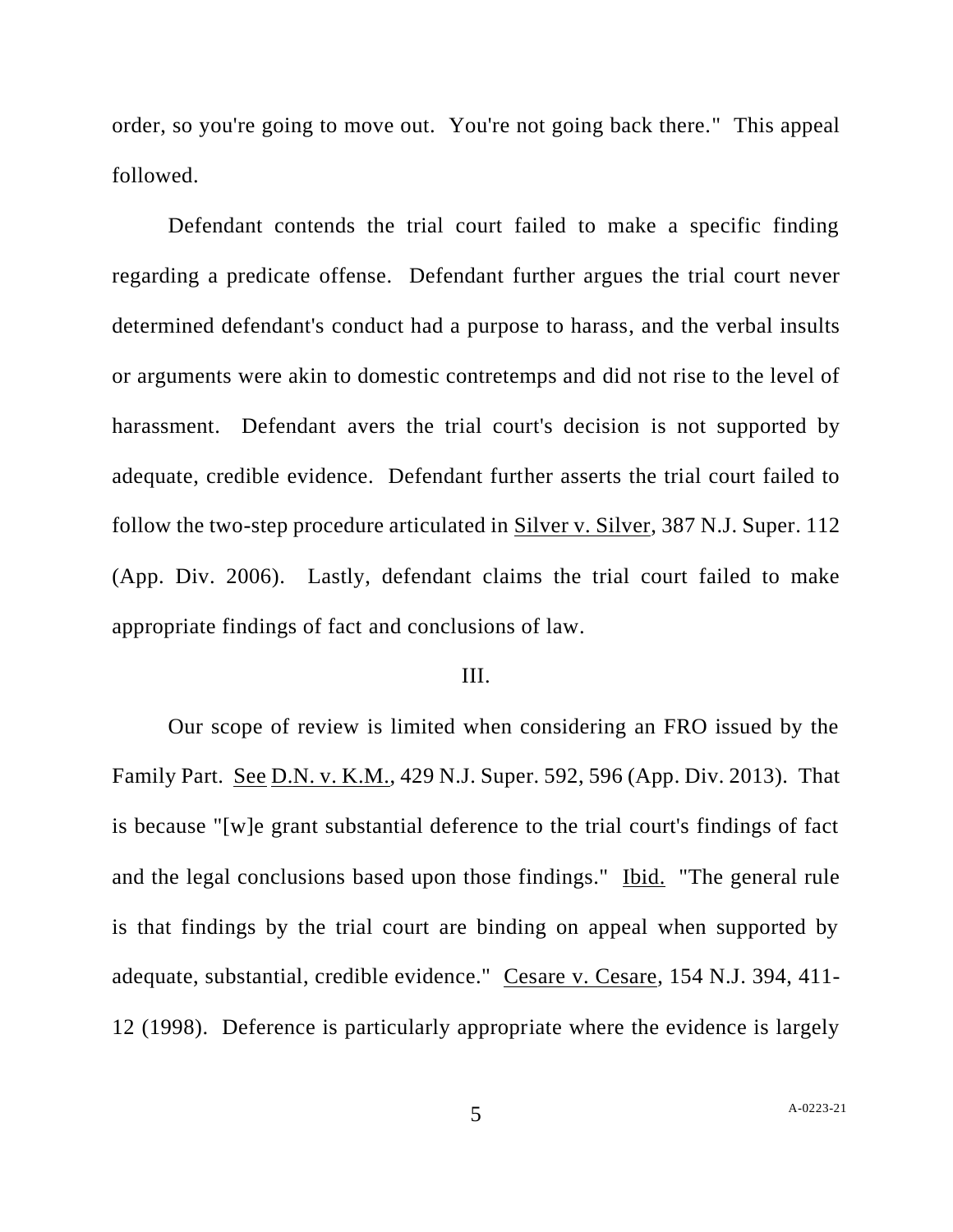order, so you're going to move out. You're not going back there." This appeal followed.

Defendant contends the trial court failed to make a specific finding regarding a predicate offense. Defendant further argues the trial court never determined defendant's conduct had a purpose to harass, and the verbal insults or arguments were akin to domestic contretemps and did not rise to the level of harassment. Defendant avers the trial court's decision is not supported by adequate, credible evidence. Defendant further asserts the trial court failed to follow the two-step procedure articulated in Silver v. Silver, 387 N.J. Super. 112 (App. Div. 2006). Lastly, defendant claims the trial court failed to make appropriate findings of fact and conclusions of law.

III.

Our scope of review is limited when considering an FRO issued by the Family Part. See D.N. v. K.M., 429 N.J. Super. 592, 596 (App. Div. 2013). That is because "[w]e grant substantial deference to the trial court's findings of fact and the legal conclusions based upon those findings." Ibid. "The general rule is that findings by the trial court are binding on appeal when supported by adequate, substantial, credible evidence." Cesare v. Cesare, 154 N.J. 394, 411-12 (1998). Deference is particularly appropriate where the evidence is largely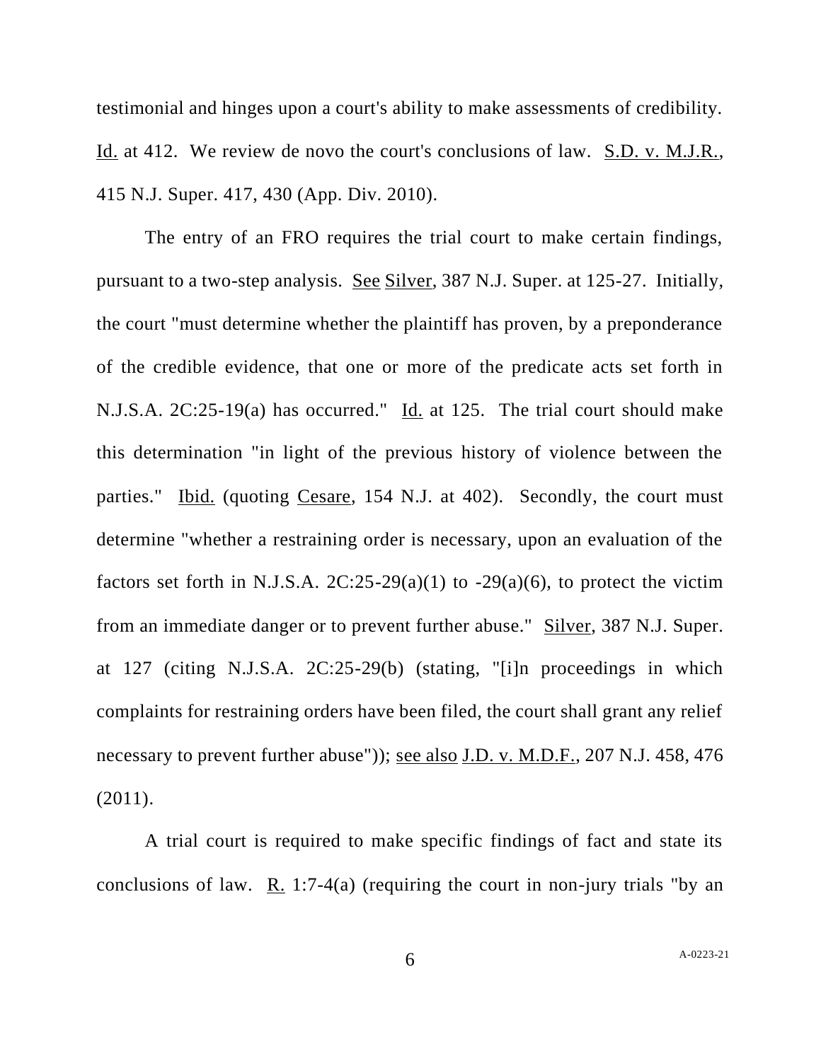testimonial and hinges upon a court's ability to make assessments of credibility. Id. at 412. We review de novo the court's conclusions of law. S.D. v. M.J.R., 415 N.J. Super. 417, 430 (App. Div. 2010).

The entry of an FRO requires the trial court to make certain findings, pursuant to a two-step analysis. See Silver, 387 N.J. Super. at 125-27. Initially, the court "must determine whether the plaintiff has proven, by a preponderance of the credible evidence, that one or more of the predicate acts set forth in N.J.S.A. 2C:25-19(a) has occurred." Id. at 125. The trial court should make this determination "in light of the previous history of violence between the parties." Ibid. (quoting Cesare, 154 N.J. at 402). Secondly, the court must determine "whether a restraining order is necessary, upon an evaluation of the factors set forth in N.J.S.A. 2C:25-29(a)(1) to -29(a)(6), to protect the victim from an immediate danger or to prevent further abuse." Silver, 387 N.J. Super. at 127 (citing N.J.S.A. 2C:25-29(b) (stating, "[i]n proceedings in which complaints for restraining orders have been filed, the court shall grant any relief necessary to prevent further abuse")); see also J.D. v. M.D.F., 207 N.J. 458, 476 (2011).

A trial court is required to make specific findings of fact and state its conclusions of law. R. 1:7-4(a) (requiring the court in non-jury trials "by an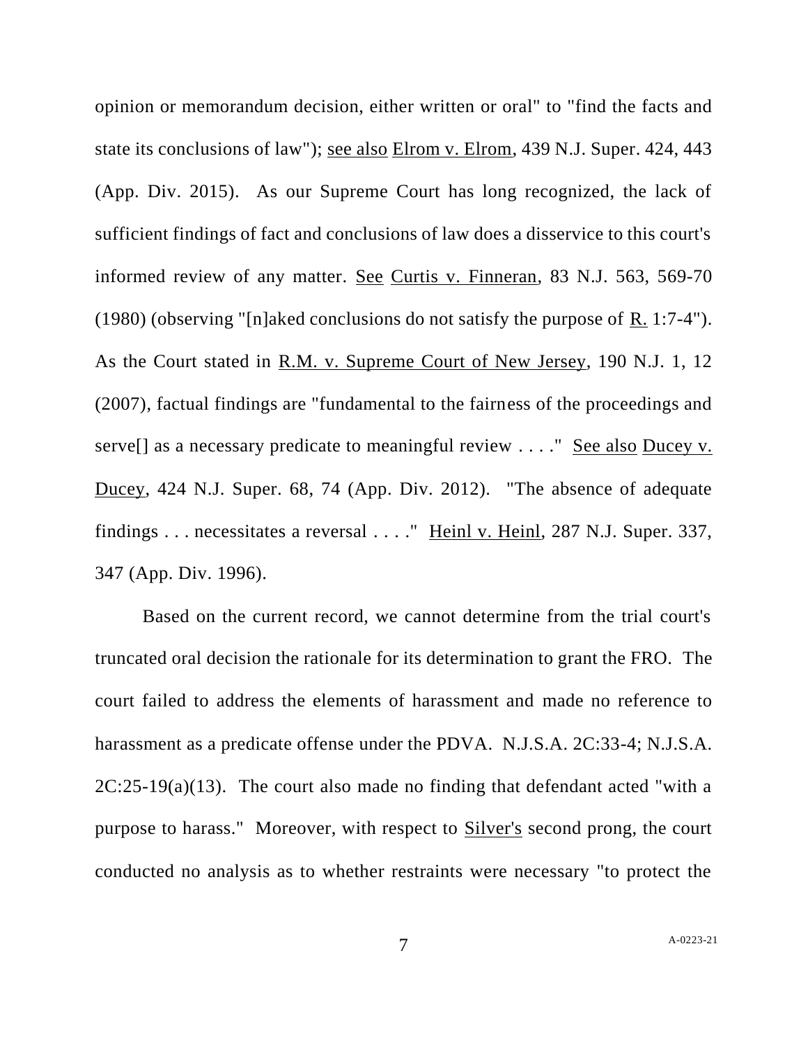opinion or memorandum decision, either written or oral" to "find the facts and state its conclusions of law"); see also Elrom v. Elrom, 439 N.J. Super. 424, 443 (App. Div. 2015). As our Supreme Court has long recognized, the lack of sufficient findings of fact and conclusions of law does a disservice to this court's informed review of any matter. See Curtis v. Finneran, 83 N.J. 563, 569-70 (1980) (observing "[n]aked conclusions do not satisfy the purpose of R. 1:7-4"). As the Court stated in R.M. v. Supreme Court of New Jersey, 190 N.J. 1, 12 (2007), factual findings are "fundamental to the fairness of the proceedings and serve[] as a necessary predicate to meaningful review . . . ." See also Ducey v. Ducey, 424 N.J. Super. 68, 74 (App. Div. 2012). "The absence of adequate findings . . . necessitates a reversal . . . ." Heinl v. Heinl, 287 N.J. Super. 337, 347 (App. Div. 1996).

Based on the current record, we cannot determine from the trial court's truncated oral decision the rationale for its determination to grant the FRO. The court failed to address the elements of harassment and made no reference to harassment as a predicate offense under the PDVA. N.J.S.A. 2C:33-4; N.J.S.A. 2C:25-19(a)(13). The court also made no finding that defendant acted "with a purpose to harass." Moreover, with respect to Silver's second prong, the court conducted no analysis as to whether restraints were necessary "to protect the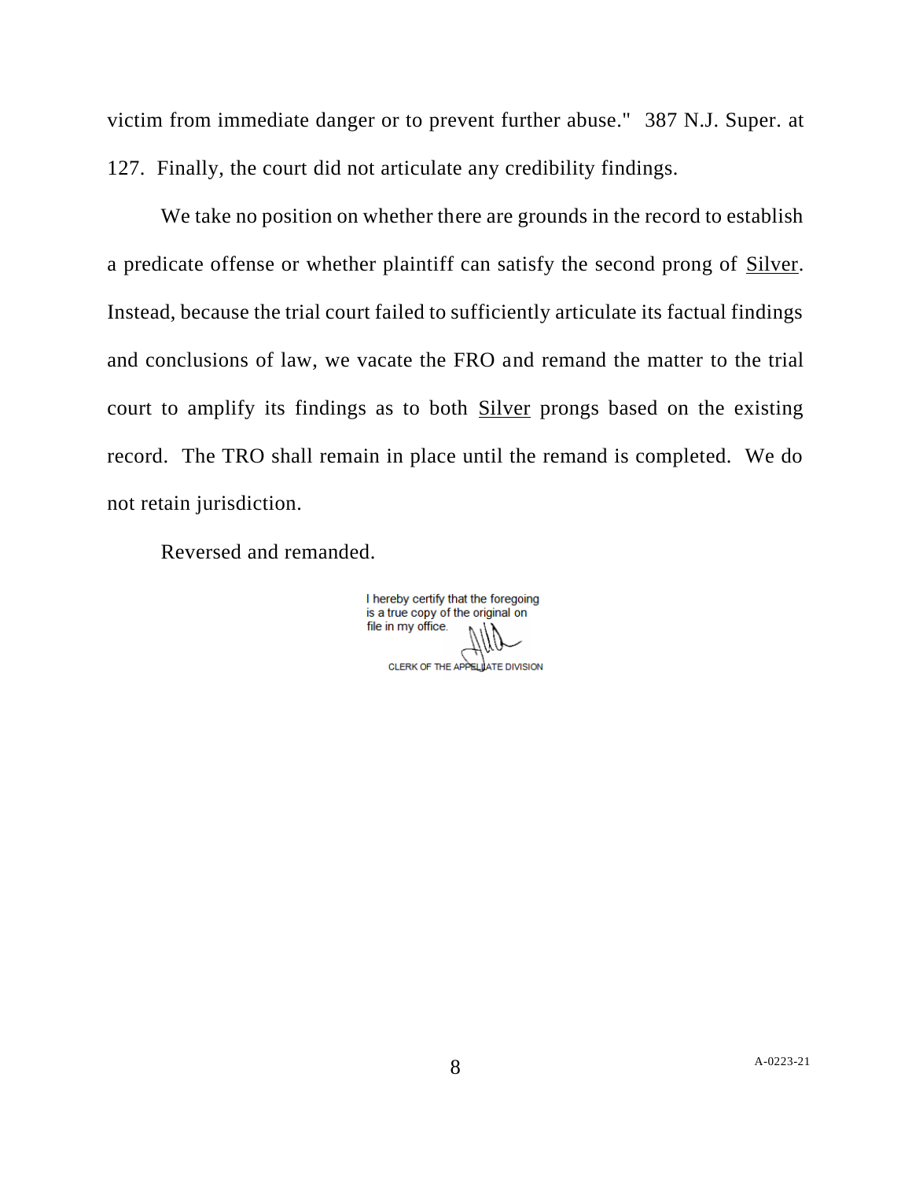victim from immediate danger or to prevent further abuse." 387 N.J. Super. at 127. Finally, the court did not articulate any credibility findings.

We take no position on whether there are grounds in the record to establish a predicate offense or whether plaintiff can satisfy the second prong of Silver. Instead, because the trial court failed to sufficiently articulate its factual findings and conclusions of law, we vacate the FRO and remand the matter to the trial court to amplify its findings as to both Silver prongs based on the existing record. The TRO shall remain in place until the remand is completed. We do not retain jurisdiction.

Reversed and remanded.

I hereby certify that the foregoing is a true copy of the original on file in my office.

CLERK OF THE APPELLATE DIVISION